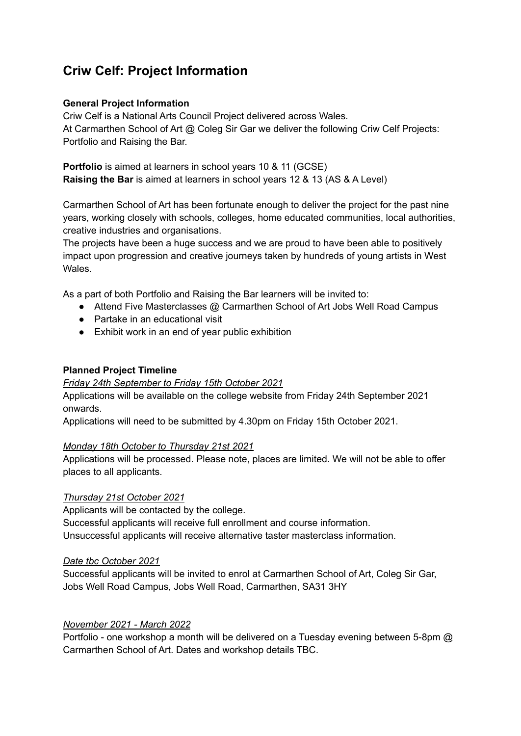# Criw Celf: Project Information

**General Project Information**

Criw Celf is a National Arts Council Project delivered across Wales.
At Carmarthen School of Art @ Coleg Sir Gar we deliver the following Criw Celf Projects: Portfolio and Raising the Bar.

**Portfolio** is aimed at learners in school years 10 & 11 (GCSE)
**Raising the Bar** is aimed at learners in school years 12 & 13 (AS & A Level)

Carmarthen School of Art has been fortunate enough to deliver the project for the past nine years, working closely with schools, colleges, home educated communities, local authorities, creative industries and organisations.
The projects have been a huge success and we are proud to have been able to positively impact upon progression and creative journeys taken by hundreds of young artists in West Wales.

As a part of both Portfolio and Raising the Bar learners will be invited to:

- Attend Five Masterclasses @ Carmarthen School of Art Jobs Well Road Campus
- Partake in an educational visit
- Exhibit work in an end of year public exhibition

**Planned Project Timeline**

*Friday 24th September to Friday 15th October 2021*

Applications will be available on the college website from Friday 24th September 2021 onwards.
Applications will need to be submitted by 4.30pm on Friday 15th October 2021.

*Monday 18th October to Thursday 21st 2021*

Applications will be processed. Please note, places are limited. We will not be able to offer places to all applicants.

*Thursday 21st October 2021*

Applicants will be contacted by the college.
Successful applicants will receive full enrollment and course information.
Unsuccessful applicants will receive alternative taster masterclass information.

*Date tbc October 2021*

Successful applicants will be invited to enrol at Carmarthen School of Art, Coleg Sir Gar, Jobs Well Road Campus, Jobs Well Road, Carmarthen, SA31 3HY

*November 2021 - March 2022*

Portfolio - one workshop a month will be delivered on a Tuesday evening between 5-8pm @ Carmarthen School of Art. Dates and workshop details TBC.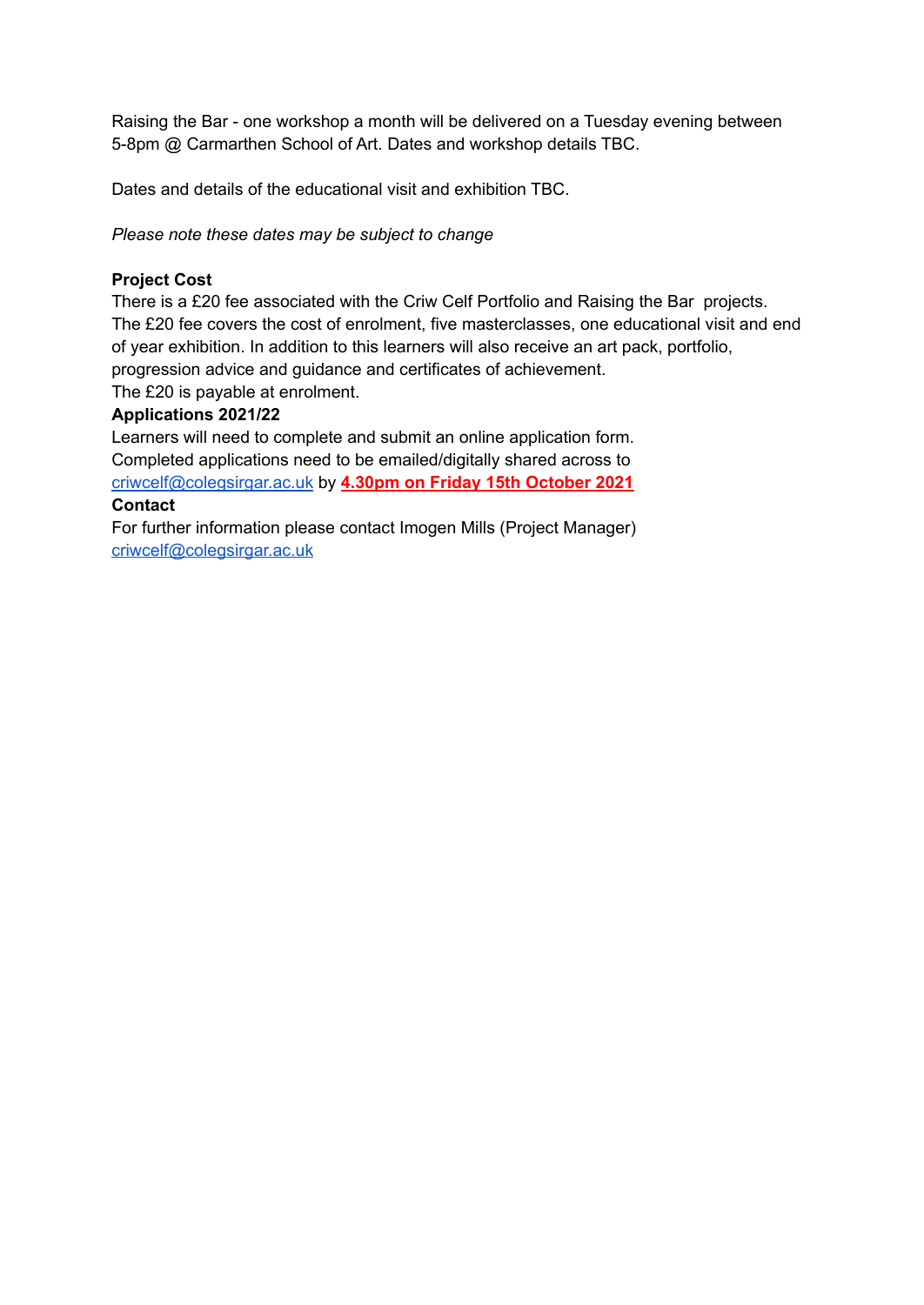Raising the Bar - one workshop a month will be delivered on a Tuesday evening between 5-8pm @ Carmarthen School of Art. Dates and workshop details TBC.

Dates and details of the educational visit and exhibition TBC.

*Please note these dates may be subject to change*

**Project Cost**

There is a £20 fee associated with the Criw Celf Portfolio and Raising the Bar projects. The £20 fee covers the cost of enrolment, five masterclasses, one educational visit and end of year exhibition. In addition to this learners will also receive an art pack, portfolio, progression advice and guidance and certificates of achievement.

The £20 is payable at enrolment.

**Applications 2021/22**

Learners will need to complete and submit an online application form. Completed applications need to be emailed/digitally shared across to [criwcelf@colegsirgar.ac.uk](mailto:criwcelf@colegsirgar.ac.uk) by **4.30pm on Friday 15th October 2021**

**Contact**

For further information please contact Imogen Mills (Project Manager)
[criwcelf@colegsirgar.ac.uk](mailto:criwcelf@colegsirgar.ac.uk)